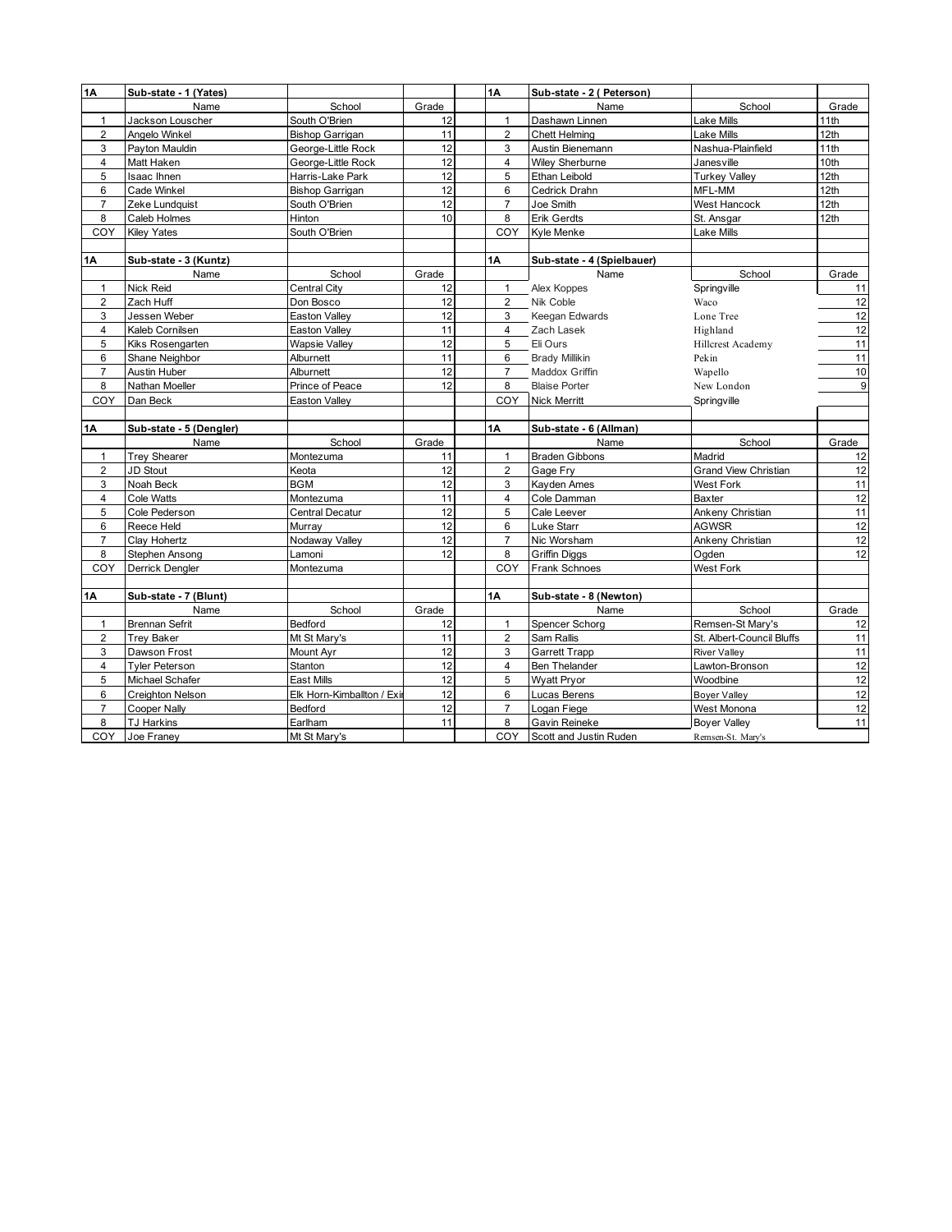## 1A Sub-state - 1 (Yates)

| | Name | School | Grade |
|---|---|---|---|
| 1 | Jackson Louscher | South O'Brien | 12 |
| 2 | Angelo Winkel | Bishop Garrigan | 11 |
| 3 | Payton Mauldin | George-Little Rock | 12 |
| 4 | Matt Haken | George-Little Rock | 12 |
| 5 | Isaac Ihnen | Harris-Lake Park | 12 |
| 6 | Cade Winkel | Bishop Garrigan | 12 |
| 7 | Zeke Lundquist | South O'Brien | 12 |
| 8 | Caleb Holmes | Hinton | 10 |
| COY | Kiley Yates | South O'Brien | |

## 1A Sub-state - 2 ( Peterson)

| | Name | School | Grade |
|---|---|---|---|
| 1 | Dashawn Linnen | Lake Mills | 11th |
| 2 | Chett Helming | Lake Mills | 12th |
| 3 | Austin Bienemann | Nashua-Plainfield | 11th |
| 4 | Wiley Sherburne | Janesville | 10th |
| 5 | Ethan Leibold | Turkey Valley | 12th |
| 6 | Cedrick Drahn | MFL-MM | 12th |
| 7 | Joe Smith | West Hancock | 12th |
| 8 | Erik Gerdts | St. Ansgar | 12th |
| COY | Kyle Menke | Lake Mills | |

## 1A Sub-state - 3 (Kuntz)

| | Name | School | Grade |
|---|---|---|---|
| 1 | Nick Reid | Central City | 12 |
| 2 | Zach Huff | Don Bosco | 12 |
| 3 | Jessen Weber | Easton Valley | 12 |
| 4 | Kaleb Cornilsen | Easton Valley | 11 |
| 5 | Kiks Rosengarten | Wapsie Valley | 12 |
| 6 | Shane Neighbor | Alburnett | 11 |
| 7 | Austin Huber | Alburnett | 12 |
| 8 | Nathan Moeller | Prince of Peace | 12 |
| COY | Dan Beck | Easton Valley | |

## 1A Sub-state - 4 (Spielbauer)

| | Name | School | Grade |
|---|---|---|---|
| 1 | Alex Koppes | Springville | 11 |
| 2 | Nik Coble | Waco | 12 |
| 3 | Keegan Edwards | Lone Tree | 12 |
| 4 | Zach Lasek | Highland | 12 |
| 5 | Eli Ours | Hillcrest Academy | 11 |
| 6 | Brady Millikin | Pekin | 11 |
| 7 | Maddox Griffin | Wapello | 10 |
| 8 | Blaise Porter | New London | 9 |
| COY | Nick Merritt | Springville | |

## 1A Sub-state - 5 (Dengler)

| | Name | School | Grade |
|---|---|---|---|
| 1 | Trey Shearer | Montezuma | 11 |
| 2 | JD Stout | Keota | 12 |
| 3 | Noah Beck | BGM | 12 |
| 4 | Cole Watts | Montezuma | 11 |
| 5 | Cole Pederson | Central Decatur | 12 |
| 6 | Reece Held | Murray | 12 |
| 7 | Clay Hohertz | Nodaway Valley | 12 |
| 8 | Stephen Ansong | Lamoni | 12 |
| COY | Derrick Dengler | Montezuma | |

## 1A Sub-state - 6 (Allman)

| | Name | School | Grade |
|---|---|---|---|
| 1 | Braden Gibbons | Madrid | 12 |
| 2 | Gage Fry | Grand View Christian | 12 |
| 3 | Kayden Ames | West Fork | 11 |
| 4 | Cole Damman | Baxter | 12 |
| 5 | Cale Leever | Ankeny Christian | 11 |
| 6 | Luke Starr | AGWSR | 12 |
| 7 | Nic Worsham | Ankeny Christian | 12 |
| 8 | Griffin Diggs | Ogden | 12 |
| COY | Frank Schnoes | West Fork | |

## 1A Sub-state - 7 (Blunt)

| | Name | School | Grade |
|---|---|---|---|
| 1 | Brennan Sefrit | Bedford | 12 |
| 2 | Trey Baker | Mt St Mary's | 11 |
| 3 | Dawson Frost | Mount Ayr | 12 |
| 4 | Tyler Peterson | Stanton | 12 |
| 5 | Michael Schafer | East Mills | 12 |
| 6 | Creighton Nelson | Elk Horn-Kimballton / Exi | 12 |
| 7 | Cooper Nally | Bedford | 12 |
| 8 | TJ Harkins | Earlham | 11 |
| COY | Joe Franey | Mt St Mary's | |

## 1A Sub-state - 8 (Newton)

| | Name | School | Grade |
|---|---|---|---|
| 1 | Spencer Schorg | Remsen-St Mary's | 12 |
| 2 | Sam Rallis | St. Albert-Council Bluffs | 11 |
| 3 | Garrett Trapp | River Valley | 11 |
| 4 | Ben Thelander | Lawton-Bronson | 12 |
| 5 | Wyatt Pryor | Woodbine | 12 |
| 6 | Lucas Berens | Boyer Valley | 12 |
| 7 | Logan Fiege | West Monona | 12 |
| 8 | Gavin Reineke | Boyer Valley | 11 |
| COY | Scott and Justin Ruden | Remsen-St. Mary's | |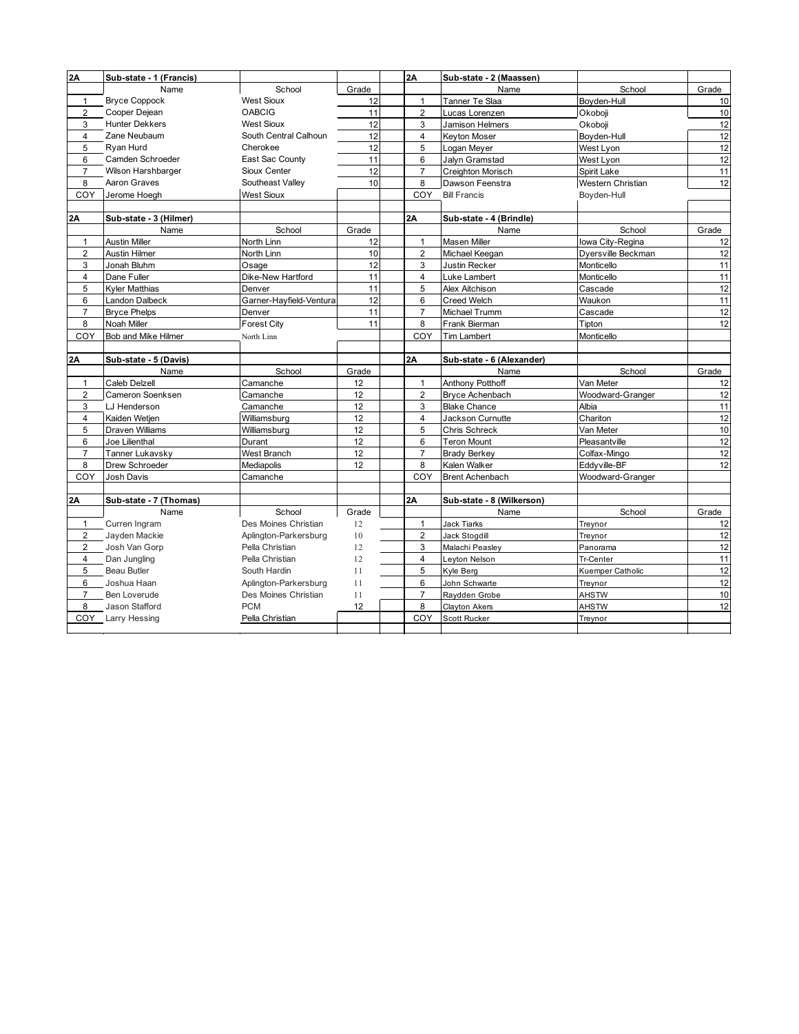| 2A | Sub-state - 1 (Francis) | | | 2A | Sub-state - 2 (Maassen) | | |
|---|---|---|---|---|---|---|---|
| | Name | School | Grade | | Name | School | Grade |
| 1 | Bryce Coppock | West Sioux | 12 | 1 | Tanner Te Slaa | Boyden-Hull | 10 |
| 2 | Cooper Dejean | OABCIG | 11 | 2 | Lucas Lorenzen | Okoboji | 10 |
| 3 | Hunter Dekkers | West Sioux | 12 | 3 | Jamison Helmers | Okoboji | 12 |
| 4 | Zane Neubaum | South Central Calhoun | 12 | 4 | Keyton Moser | Boyden-Hull | 12 |
| 5 | Ryan Hurd | Cherokee | 12 | 5 | Logan Meyer | West Lyon | 12 |
| 6 | Camden Schroeder | East Sac County | 11 | 6 | Jalyn Gramstad | West Lyon | 12 |
| 7 | Wilson Harshbarger | Sioux Center | 12 | 7 | Creighton Morisch | Spirit Lake | 11 |
| 8 | Aaron Graves | Southeast Valley | 10 | 8 | Dawson Feenstra | Western Christian | 12 |
| COY | Jerome Hoegh | West Sioux | | COY | Bill Francis | Boyden-Hull | |

| 2A | Sub-state - 3 (Hilmer) | | | 2A | Sub-state - 4 (Brindle) | | |
|---|---|---|---|---|---|---|---|
| | Name | School | Grade | | Name | School | Grade |
| 1 | Austin Miller | North Linn | 12 | 1 | Masen Miller | Iowa City-Regina | 12 |
| 2 | Austin Hilmer | North Linn | 10 | 2 | Michael Keegan | Dyersville Beckman | 12 |
| 3 | Jonah Bluhm | Osage | 12 | 3 | Justin Recker | Monticello | 11 |
| 4 | Dane Fuller | Dike-New Hartford | 11 | 4 | Luke Lambert | Monticello | 11 |
| 5 | Kyler Matthias | Denver | 11 | 5 | Alex Aitchison | Cascade | 12 |
| 6 | Landon Dalbeck | Garner-Hayfield-Ventura | 12 | 6 | Creed Welch | Waukon | 11 |
| 7 | Bryce Phelps | Denver | 11 | 7 | Michael Trumm | Cascade | 12 |
| 8 | Noah Miller | Forest City | 11 | 8 | Frank Bierman | Tipton | 12 |
| COY | Bob and Mike Hilmer | North Linn | | COY | Tim Lambert | Monticello | |

| 2A | Sub-state - 5 (Davis) | | | 2A | Sub-state - 6 (Alexander) | | |
|---|---|---|---|---|---|---|---|
| | Name | School | Grade | | Name | School | Grade |
| 1 | Caleb Delzell | Camanche | 12 | 1 | Anthony Potthoff | Van Meter | 12 |
| 2 | Cameron Soenksen | Camanche | 12 | 2 | Bryce Achenbach | Woodward-Granger | 12 |
| 3 | LJ Henderson | Camanche | 12 | 3 | Blake Chance | Albia | 11 |
| 4 | Kaiden Wetjen | Williamsburg | 12 | 4 | Jackson Curnutte | Chariton | 12 |
| 5 | Draven Williams | Williamsburg | 12 | 5 | Chris Schreck | Van Meter | 10 |
| 6 | Joe Lilienthal | Durant | 12 | 6 | Teron Mount | Pleasantville | 12 |
| 7 | Tanner Lukavsky | West Branch | 12 | 7 | Brady Berkey | Colfax-Mingo | 12 |
| 8 | Drew Schroeder | Mediapolis | 12 | 8 | Kalen Walker | Eddyville-BF | 12 |
| COY | Josh Davis | Camanche | | COY | Brent Achenbach | Woodward-Granger | |

| 2A | Sub-state - 7 (Thomas) | | | 2A | Sub-state - 8 (Wilkerson) | | |
|---|---|---|---|---|---|---|---|
| | Name | School | Grade | | Name | School | Grade |
| 1 | Curren Ingram | Des Moines Christian | 12 | 1 | Jack Tiarks | Treynor | 12 |
| 2 | Jayden Mackie | Aplington-Parkersburg | 10 | 2 | Jack Stogdill | Treynor | 12 |
| 2 | Josh Van Gorp | Pella Christian | 12 | 3 | Malachi Peasley | Panorama | 12 |
| 4 | Dan Jungling | Pella Christian | 12 | 4 | Leyton Nelson | Tr-Center | 11 |
| 5 | Beau Butler | South Hardin | 11 | 5 | Kyle Berg | Kuemper Catholic | 12 |
| 6 | Joshua Haan | Aplington-Parkersburg | 11 | 6 | John Schwarte | Treynor | 12 |
| 7 | Ben Loverude | Des Moines Christian | 11 | 7 | Raydden Grobe | AHSTW | 10 |
| 8 | Jason Stafford | PCM | 12 | 8 | Clayton Akers | AHSTW | 12 |
| COY | Larry Hessing | Pella Christian | | COY | Scott Rucker | Treynor | |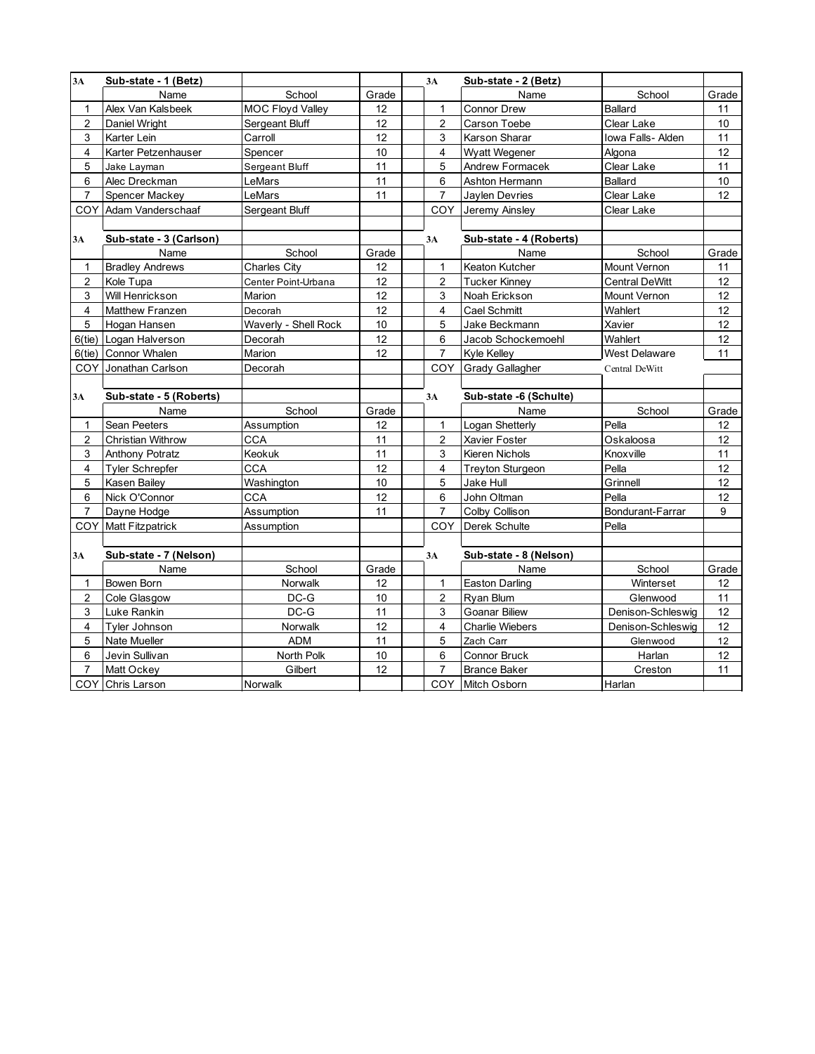| 3A | Sub-state - 1 (Betz) | | |
|---|---|---|---|
| | Name | School | Grade |
| 1 | Alex Van Kalsbeek | MOC Floyd Valley | 12 |
| 2 | Daniel Wright | Sergeant Bluff | 12 |
| 3 | Karter Lein | Carroll | 12 |
| 4 | Karter Petzenhauser | Spencer | 10 |
| 5 | Jake Layman | Sergeant Bluff | 11 |
| 6 | Alec Dreckman | LeMars | 11 |
| 7 | Spencer Mackey | LeMars | 11 |
| COY | Adam Vanderschaaf | Sergeant Bluff | |

| 3A | Sub-state - 2 (Betz) | | |
|---|---|---|---|
| | Name | School | Grade |
| 1 | Connor Drew | Ballard | 11 |
| 2 | Carson Toebe | Clear Lake | 10 |
| 3 | Karson Sharar | Iowa Falls- Alden | 11 |
| 4 | Wyatt Wegener | Algona | 12 |
| 5 | Andrew Formacek | Clear Lake | 11 |
| 6 | Ashton Hermann | Ballard | 10 |
| 7 | Jaylen Devries | Clear Lake | 12 |
| COY | Jeremy Ainsley | Clear Lake | |

| 3A | Sub-state - 3 (Carlson) | | |
|---|---|---|---|
| | Name | School | Grade |
| 1 | Bradley Andrews | Charles City | 12 |
| 2 | Kole Tupa | Center Point-Urbana | 12 |
| 3 | Will Henrickson | Marion | 12 |
| 4 | Matthew Franzen | Decorah | 12 |
| 5 | Hogan Hansen | Waverly - Shell Rock | 10 |
| 6(tie) | Logan Halverson | Decorah | 12 |
| 6(tie) | Connor Whalen | Marion | 12 |
| COY | Jonathan Carlson | Decorah | |

| 3A | Sub-state - 4 (Roberts) | | |
|---|---|---|---|
| | Name | School | Grade |
| 1 | Keaton Kutcher | Mount Vernon | 11 |
| 2 | Tucker Kinney | Central DeWitt | 12 |
| 3 | Noah Erickson | Mount Vernon | 12 |
| 4 | Cael Schmitt | Wahlert | 12 |
| 5 | Jake Beckmann | Xavier | 12 |
| 6 | Jacob Schockemoehl | Wahlert | 12 |
| 7 | Kyle Kelley | West Delaware | 11 |
| COY | Grady Gallagher | Central DeWitt | |

| 3A | Sub-state - 5 (Roberts) | | |
|---|---|---|---|
| | Name | School | Grade |
| 1 | Sean Peeters | Assumption | 12 |
| 2 | Christian Withrow | CCA | 11 |
| 3 | Anthony Potratz | Keokuk | 11 |
| 4 | Tyler Schrepfer | CCA | 12 |
| 5 | Kasen Bailey | Washington | 10 |
| 6 | Nick O'Connor | CCA | 12 |
| 7 | Dayne Hodge | Assumption | 11 |
| COY | Matt Fitzpatrick | Assumption | |

| 3A | Sub-state -6 (Schulte) | | |
|---|---|---|---|
| | Name | School | Grade |
| 1 | Logan Shetterly | Pella | 12 |
| 2 | Xavier Foster | Oskaloosa | 12 |
| 3 | Kieren Nichols | Knoxville | 11 |
| 4 | Treyton Sturgeon | Pella | 12 |
| 5 | Jake Hull | Grinnell | 12 |
| 6 | John Oltman | Pella | 12 |
| 7 | Colby Collison | Bondurant-Farrar | 9 |
| COY | Derek Schulte | Pella | |

| 3A | Sub-state - 7 (Nelson) | | |
|---|---|---|---|
| | Name | School | Grade |
| 1 | Bowen Born | Norwalk | 12 |
| 2 | Cole Glasgow | DC-G | 10 |
| 3 | Luke Rankin | DC-G | 11 |
| 4 | Tyler Johnson | Norwalk | 12 |
| 5 | Nate Mueller | ADM | 11 |
| 6 | Jevin Sullivan | North Polk | 10 |
| 7 | Matt Ockey | Gilbert | 12 |
| COY | Chris Larson | Norwalk | |

| 3A | Sub-state - 8 (Nelson) | | |
|---|---|---|---|
| | Name | School | Grade |
| 1 | Easton Darling | Winterset | 12 |
| 2 | Ryan Blum | Glenwood | 11 |
| 3 | Goanar Biliew | Denison-Schleswig | 12 |
| 4 | Charlie Wiebers | Denison-Schleswig | 12 |
| 5 | Zach Carr | Glenwood | 12 |
| 6 | Connor Bruck | Harlan | 12 |
| 7 | Brance Baker | Creston | 11 |
| COY | Mitch Osborn | Harlan | |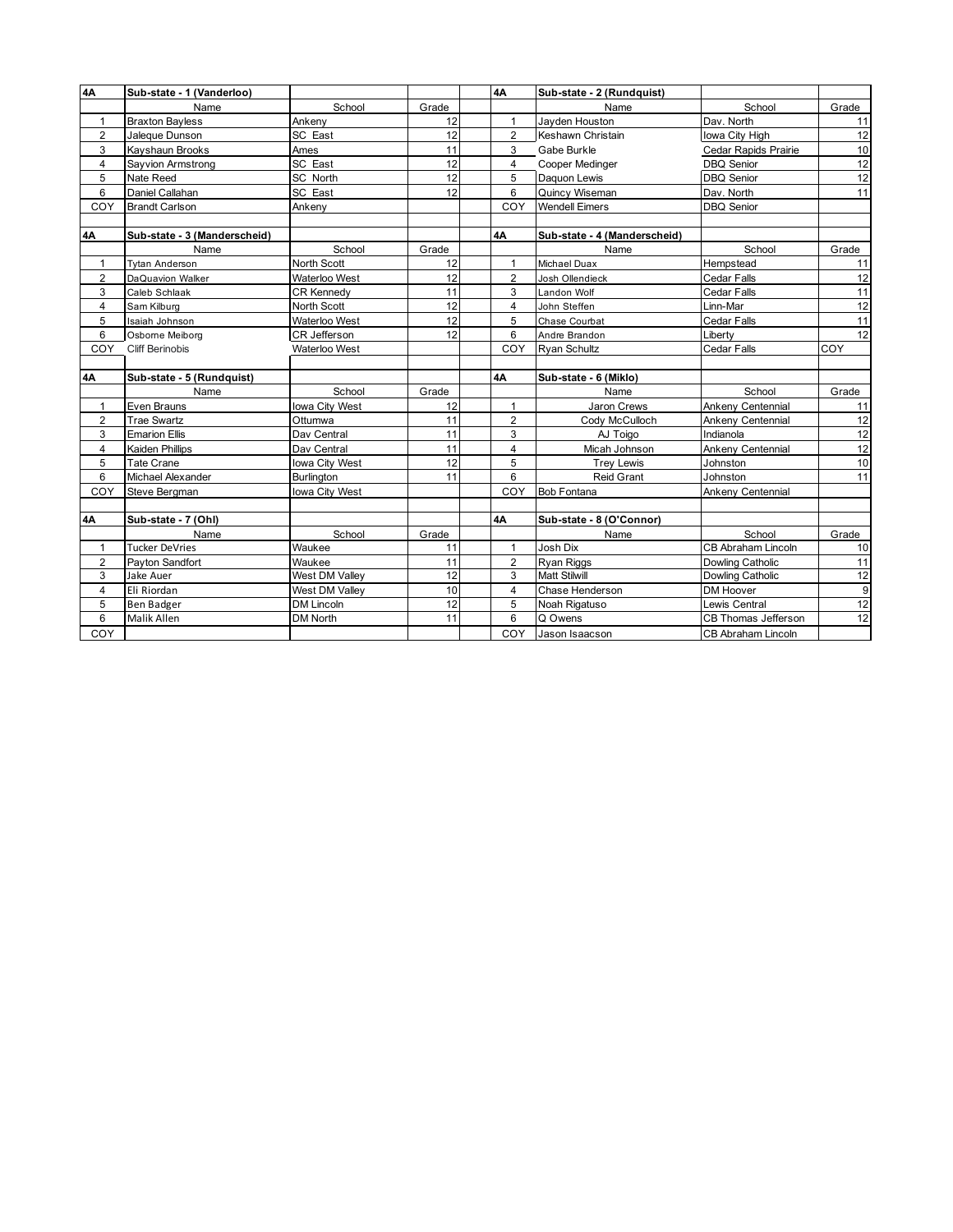| 4A | Sub-state - 1 (Vanderloo) | | |
|---|---|---|---|
| | Name | School | Grade |
| 1 | Braxton Bayless | Ankeny | 12 |
| 2 | Jaleque Dunson | SC East | 12 |
| 3 | Kayshaun Brooks | Ames | 11 |
| 4 | Sayvion Armstrong | SC East | 12 |
| 5 | Nate Reed | SC North | 12 |
| 6 | Daniel Callahan | SC East | 12 |
| COY | Brandt Carlson | Ankeny | |

| 4A | Sub-state - 2 (Rundquist) | | |
|---|---|---|---|
| | Name | School | Grade |
| 1 | Jayden Houston | Dav. North | 11 |
| 2 | Keshawn Christain | Iowa City High | 12 |
| 3 | Gabe Burkle | Cedar Rapids Prairie | 10 |
| 4 | Cooper Medinger | DBQ Senior | 12 |
| 5 | Daquon Lewis | DBQ Senior | 12 |
| 6 | Quincy Wiseman | Dav. North | 11 |
| COY | Wendell Eimers | DBQ Senior | |

| 4A | Sub-state - 3 (Manderscheid) | | |
|---|---|---|---|
| | Name | School | Grade |
| 1 | Tytan Anderson | North Scott | 12 |
| 2 | DaQuavion Walker | Waterloo West | 12 |
| 3 | Caleb Schlaak | CR Kennedy | 11 |
| 4 | Sam Kilburg | North Scott | 12 |
| 5 | Isaiah Johnson | Waterloo West | 12 |
| 6 | Osborne Meiborg | CR Jefferson | 12 |
| COY | Cliff Berinobis | Waterloo West | |

| 4A | Sub-state - 4 (Manderscheid) | | |
|---|---|---|---|
| | Name | School | Grade |
| 1 | Michael Duax | Hempstead | 11 |
| 2 | Josh Ollendieck | Cedar Falls | 12 |
| 3 | Landon Wolf | Cedar Falls | 11 |
| 4 | John Steffen | Linn-Mar | 12 |
| 5 | Chase Courbat | Cedar Falls | 11 |
| 6 | Andre Brandon | Liberty | 12 |
| COY | Ryan Schultz | Cedar Falls | COY |

| 4A | Sub-state - 5 (Rundquist) | | |
|---|---|---|---|
| | Name | School | Grade |
| 1 | Even Brauns | Iowa City West | 12 |
| 2 | Trae Swartz | Ottumwa | 11 |
| 3 | Emarion Ellis | Dav Central | 11 |
| 4 | Kaiden Phillips | Dav Central | 11 |
| 5 | Tate Crane | Iowa City West | 12 |
| 6 | Michael Alexander | Burlington | 11 |
| COY | Steve Bergman | Iowa City West | |

| 4A | Sub-state - 6 (Miklo) | | |
|---|---|---|---|
| | Name | School | Grade |
| 1 | Jaron Crews | Ankeny Centennial | 11 |
| 2 | Cody McCulloch | Ankeny Centennial | 12 |
| 3 | AJ Toigo | Indianola | 12 |
| 4 | Micah Johnson | Ankeny Centennial | 12 |
| 5 | Trey Lewis | Johnston | 10 |
| 6 | Reid Grant | Johnston | 11 |
| COY | Bob Fontana | Ankeny Centennial | |

| 4A | Sub-state - 7 (Ohl) | | |
|---|---|---|---|
| | Name | School | Grade |
| 1 | Tucker DeVries | Waukee | 11 |
| 2 | Payton Sandfort | Waukee | 11 |
| 3 | Jake Auer | West DM Valley | 12 |
| 4 | Eli Riordan | West DM Valley | 10 |
| 5 | Ben Badger | DM Lincoln | 12 |
| 6 | Malik Allen | DM North | 11 |
| COY | | | |

| 4A | Sub-state - 8 (O'Connor) | | |
|---|---|---|---|
| | Name | School | Grade |
| 1 | Josh Dix | CB Abraham Lincoln | 10 |
| 2 | Ryan Riggs | Dowling Catholic | 11 |
| 3 | Matt Stilwill | Dowling Catholic | 12 |
| 4 | Chase Henderson | DM Hoover | 9 |
| 5 | Noah Rigatuso | Lewis Central | 12 |
| 6 | Q Owens | CB Thomas Jefferson | 12 |
| COY | Jason Isaacson | CB Abraham Lincoln | |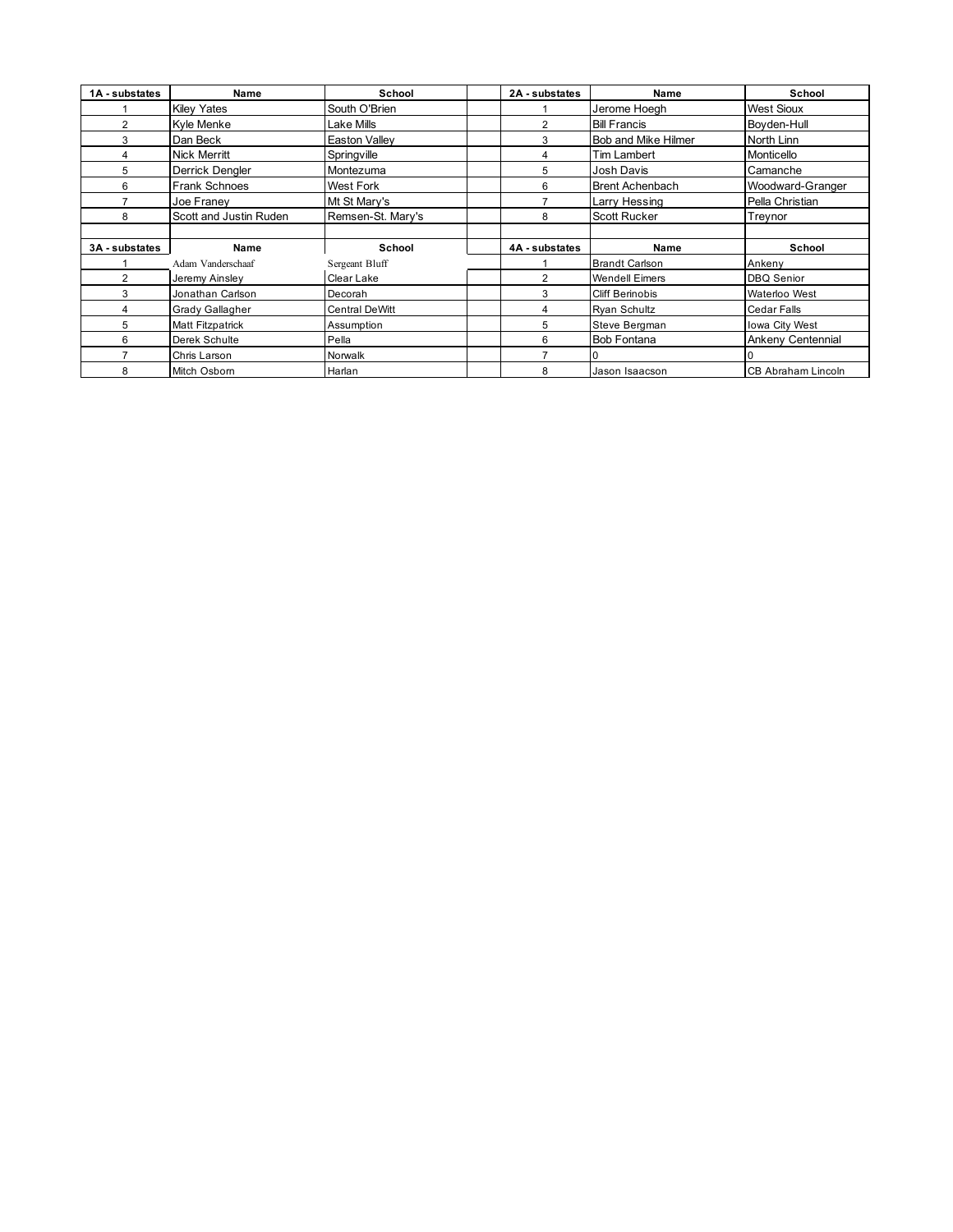| 1A - substates | Name | School | | 2A - substates | Name | School |
|---|---|---|---|---|---|---|
| 1 | Kiley Yates | South O'Brien | | 1 | Jerome Hoegh | West Sioux |
| 2 | Kyle Menke | Lake Mills | | 2 | Bill Francis | Boyden-Hull |
| 3 | Dan Beck | Easton Valley | | 3 | Bob and Mike Hilmer | North Linn |
| 4 | Nick Merritt | Springville | | 4 | Tim Lambert | Monticello |
| 5 | Derrick Dengler | Montezuma | | 5 | Josh Davis | Camanche |
| 6 | Frank Schnoes | West Fork | | 6 | Brent Achenbach | Woodward-Granger |
| 7 | Joe Franey | Mt St Mary's | | 7 | Larry Hessing | Pella Christian |
| 8 | Scott and Justin Ruden | Remsen-St. Mary's | | 8 | Scott Rucker | Treynor |
| | | | | | | |
| **3A - substates** | **Name** | **School** | | **4A - substates** | **Name** | **School** |
| 1 | Adam Vanderschaaf | Sergeant Bluff | | 1 | Brandt Carlson | Ankeny |
| 2 | Jeremy Ainsley | Clear Lake | | 2 | Wendell Eimers | DBQ Senior |
| 3 | Jonathan Carlson | Decorah | | 3 | Cliff Berinobis | Waterloo West |
| 4 | Grady Gallagher | Central DeWitt | | 4 | Ryan Schultz | Cedar Falls |
| 5 | Matt Fitzpatrick | Assumption | | 5 | Steve Bergman | Iowa City West |
| 6 | Derek Schulte | Pella | | 6 | Bob Fontana | Ankeny Centennial |
| 7 | Chris Larson | Norwalk | | 7 | 0 | 0 |
| 8 | Mitch Osborn | Harlan | | 8 | Jason Isaacson | CB Abraham Lincoln |